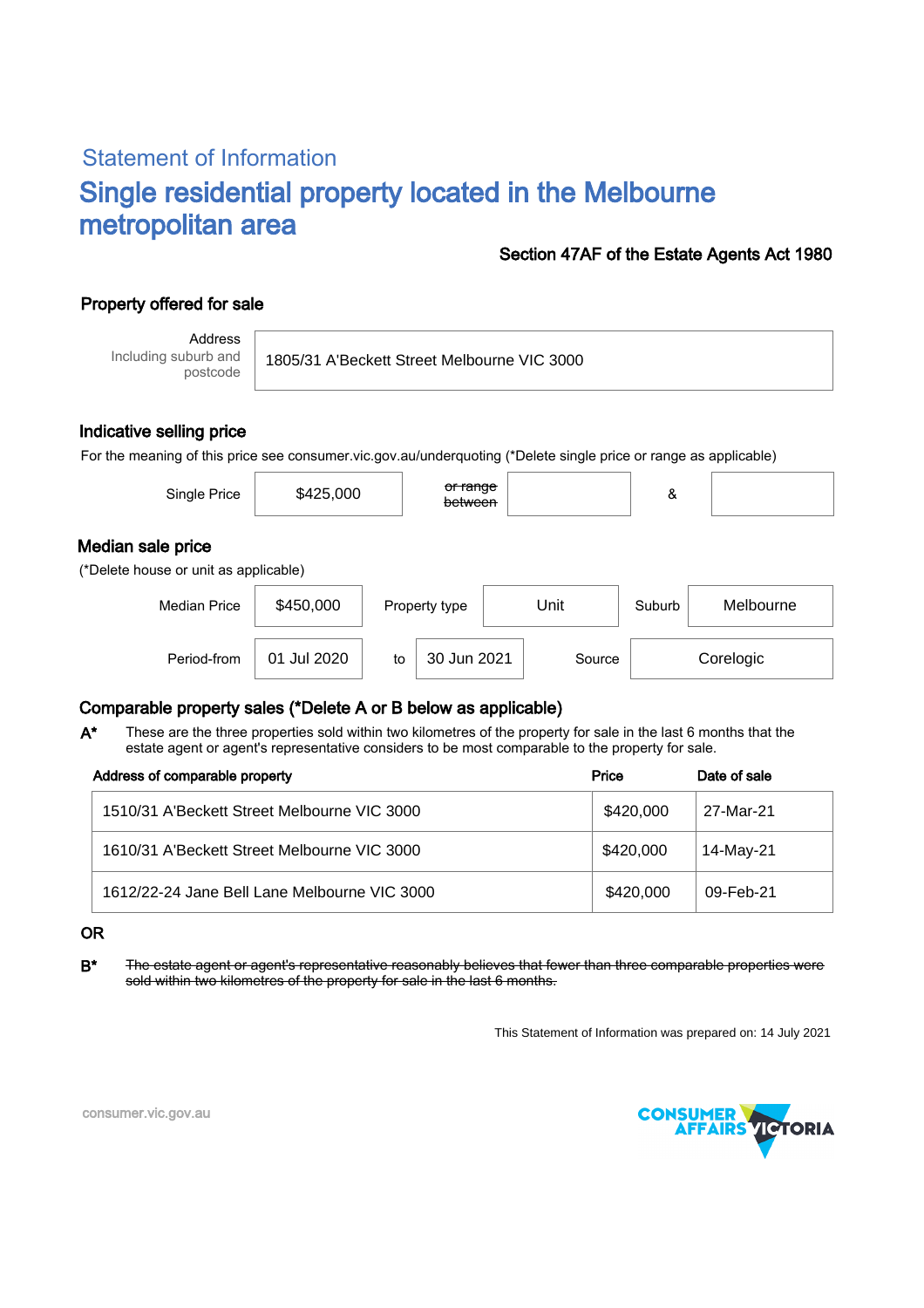## Statement of Information

# Single residential property located in the Melbourne metropolitan area

**Section 47AF of the Estate Agents Act 1980**

### Property offered for sale

| Address Including suburb and postcode | 1805/31 A'Beckett Street Melbourne VIC 3000 |
|---|---|

### Indicative selling price

For the meaning of this price see consumer.vic.gov.au/underquoting (*Delete single price or range as applicable)

| Single Price | $425,000 | ~~or range between~~ | | & | |
|---|---|---|---|---|---|

### Median sale price

(*Delete house or unit as applicable)

| Median Price | $450,000 | Property type | Unit | Suburb | Melbourne |
|---|---|---|---|---|---|
| Period-from | 01 Jul 2020 | to | 30 Jun 2021 | Source | Corelogic |

### Comparable property sales (*Delete A or B below as applicable)

**A*** These are the three properties sold within two kilometres of the property for sale in the last 6 months that the estate agent or agent's representative considers to be most comparable to the property for sale.

| Address of comparable property | Price | Date of sale |
|---|---|---|
| 1510/31 A'Beckett Street Melbourne VIC 3000 | $420,000 | 27-Mar-21 |
| 1610/31 A'Beckett Street Melbourne VIC 3000 | $420,000 | 14-May-21 |
| 1612/22-24 Jane Bell Lane Melbourne VIC 3000 | $420,000 | 09-Feb-21 |

**OR**

**B*** ~~The estate agent or agent's representative reasonably believes that fewer than three comparable properties were sold within two kilometres of the property for sale in the last 6 months.~~

This Statement of Information was prepared on: 14 July 2021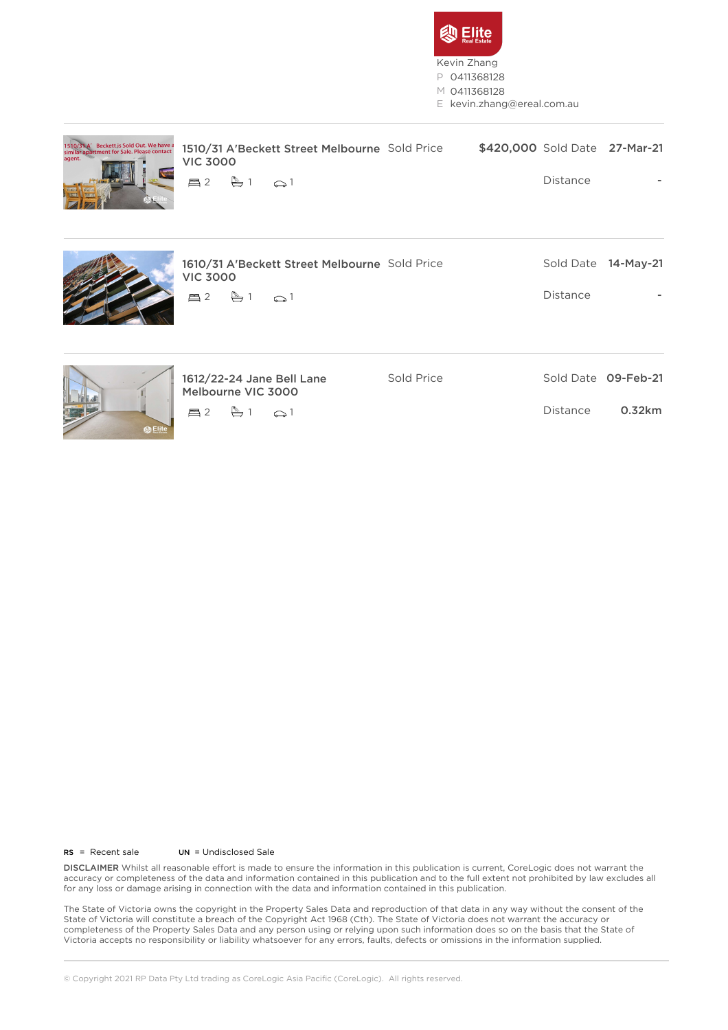Kevin Zhang
P 0411368128
M 0411368128
E kevin.zhang@ereal.com.au

| Property | Sold Price | | Sold Date | |
|---|---|---|---|---|
| 1510/31 A'Beckett Street Melbourne VIC 3000 — 2 bed, 1 bath, 1 car | Sold Price | $420,000 | Sold Date | 27-Mar-21 |
| | | | Distance | - |
| 1610/31 A'Beckett Street Melbourne VIC 3000 — 2 bed, 1 bath, 1 car | Sold Price | | Sold Date | 14-May-21 |
| | | | Distance | - |
| 1612/22-24 Jane Bell Lane Melbourne VIC 3000 — 2 bed, 1 bath, 1 car | Sold Price | | Sold Date | 09-Feb-21 |
| | | | Distance | 0.32km |

**RS** = Recent sale **UN** = Undisclosed Sale

**DISCLAIMER** Whilst all reasonable effort is made to ensure the information in this publication is current, CoreLogic does not warrant the accuracy or completeness of the data and information contained in this publication and to the full extent not prohibited by law excludes all for any loss or damage arising in connection with the data and information contained in this publication.

The State of Victoria owns the copyright in the Property Sales Data and reproduction of that data in any way without the consent of the State of Victoria will constitute a breach of the Copyright Act 1968 (Cth). The State of Victoria does not warrant the accuracy or completeness of the Property Sales Data and any person using or relying upon such information does so on the basis that the State of Victoria accepts no responsibility or liability whatsoever for any errors, faults, defects or omissions in the information supplied.

© Copyright 2021 RP Data Pty Ltd trading as CoreLogic Asia Pacific (CoreLogic). All rights reserved.